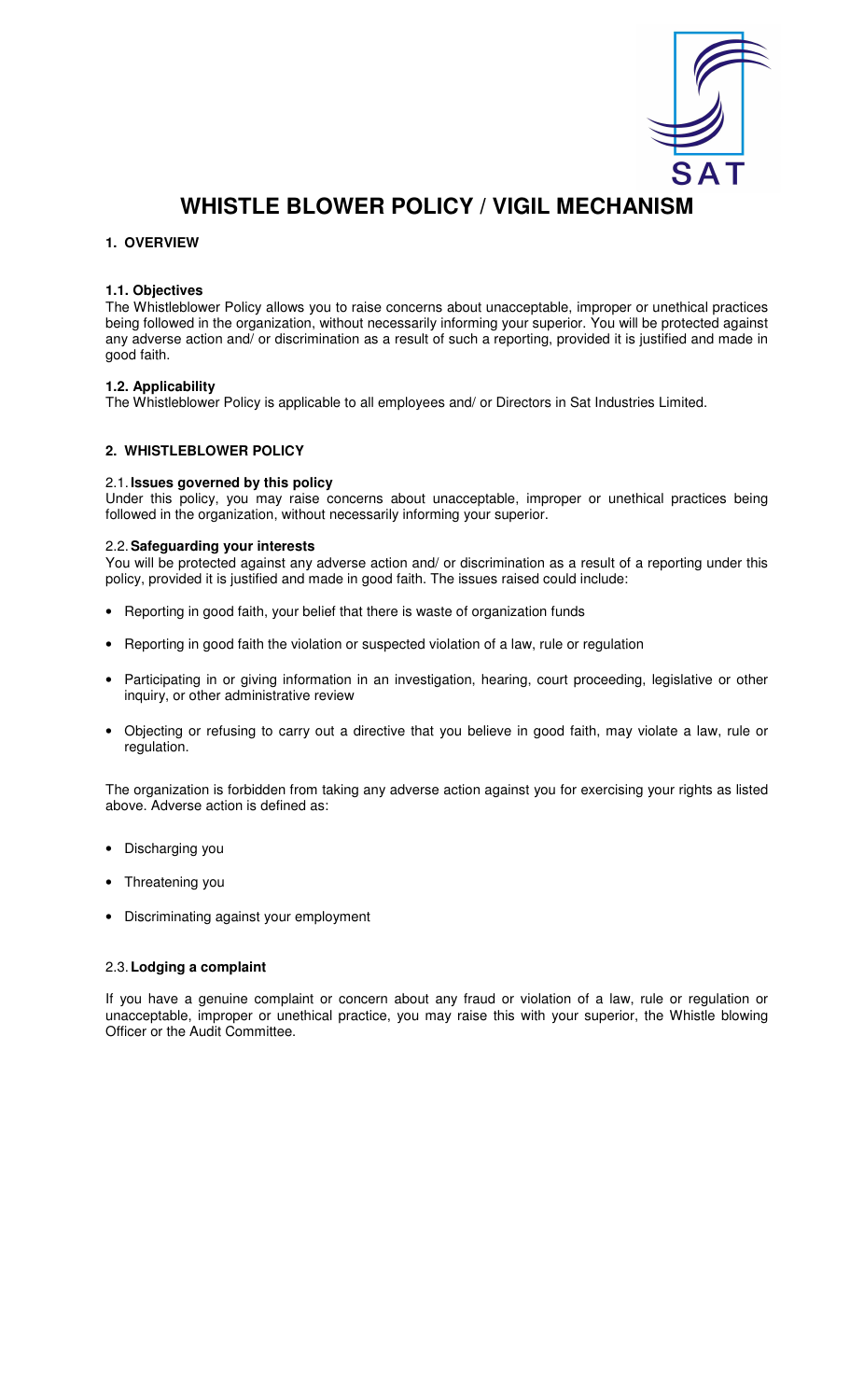# WHISTLE BLOWER POLICY / VIGIL MECHANISM

## 1. OVERVIEW

### 1.1. Objectives

The Whistleblower Policy allows you to raise concerns about unacceptable, improper or unethical practices being followed in the organization, without necessarily informing your superior. You will be protected against any adverse action and/ or discrimination as a result of such a reporting, provided it is justified and made in good faith.

### 1.2. Applicability

The Whistleblower Policy is applicable to all employees and/ or Directors in Sat Industries Limited.

## 2. WHISTLEBLOWER POLICY

### 2.1. Issues governed by this policy

Under this policy, you may raise concerns about unacceptable, improper or unethical practices being followed in the organization, without necessarily informing your superior.

### 2.2. Safeguarding your interests

You will be protected against any adverse action and/ or discrimination as a result of a reporting under this policy, provided it is justified and made in good faith. The issues raised could include:

- Reporting in good faith, your belief that there is waste of organization funds
- Reporting in good faith the violation or suspected violation of a law, rule or regulation
- Participating in or giving information in an investigation, hearing, court proceeding, legislative or other inquiry, or other administrative review
- Objecting or refusing to carry out a directive that you believe in good faith, may violate a law, rule or regulation.

The organization is forbidden from taking any adverse action against you for exercising your rights as listed above. Adverse action is defined as:

- Discharging you
- Threatening you
- Discriminating against your employment

### 2.3. Lodging a complaint

If you have a genuine complaint or concern about any fraud or violation of a law, rule or regulation or unacceptable, improper or unethical practice, you may raise this with your superior, the Whistle blowing Officer or the Audit Committee.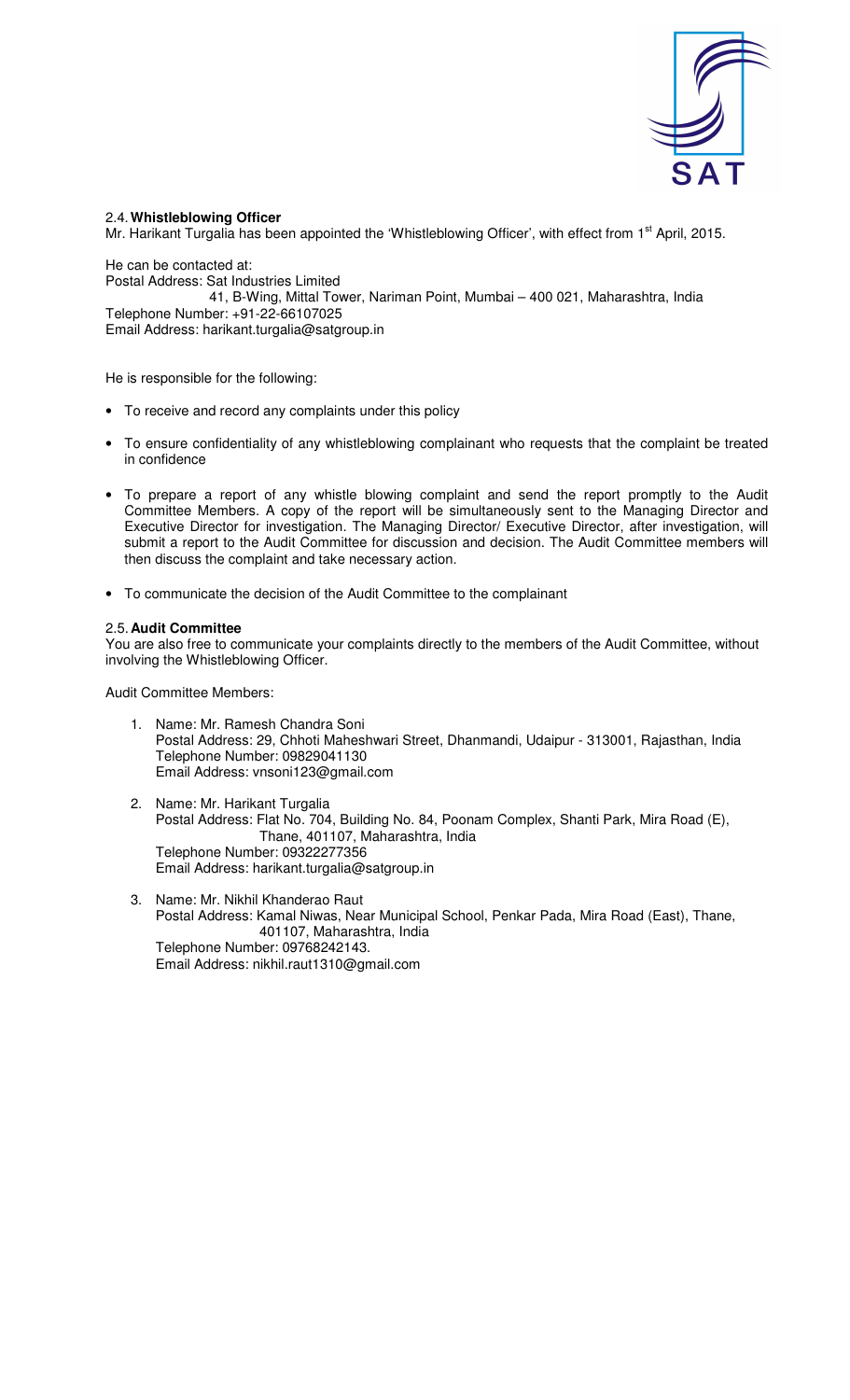### 2.4. Whistleblowing Officer

Mr. Harikant Turgalia has been appointed the 'Whistleblowing Officer', with effect from 1st April, 2015.

He can be contacted at:
Postal Address: Sat Industries Limited
41, B-Wing, Mittal Tower, Nariman Point, Mumbai – 400 021, Maharashtra, India
Telephone Number: +91-22-66107025
Email Address: harikant.turgalia@satgroup.in

He is responsible for the following:

- To receive and record any complaints under this policy
- To ensure confidentiality of any whistleblowing complainant who requests that the complaint be treated in confidence
- To prepare a report of any whistle blowing complaint and send the report promptly to the Audit Committee Members. A copy of the report will be simultaneously sent to the Managing Director and Executive Director for investigation. The Managing Director/ Executive Director, after investigation, will submit a report to the Audit Committee for discussion and decision. The Audit Committee members will then discuss the complaint and take necessary action.
- To communicate the decision of the Audit Committee to the complainant

### 2.5. Audit Committee

You are also free to communicate your complaints directly to the members of the Audit Committee, without involving the Whistleblowing Officer.

Audit Committee Members:

1. Name: Mr. Ramesh Chandra Soni
   Postal Address: 29, Chhoti Maheshwari Street, Dhanmandi, Udaipur - 313001, Rajasthan, India
   Telephone Number: 09829041130
   Email Address: vnsoni123@gmail.com

2. Name: Mr. Harikant Turgalia
   Postal Address: Flat No. 704, Building No. 84, Poonam Complex, Shanti Park, Mira Road (E), Thane, 401107, Maharashtra, India
   Telephone Number: 09322277356
   Email Address: harikant.turgalia@satgroup.in

3. Name: Mr. Nikhil Khanderao Raut
   Postal Address: Kamal Niwas, Near Municipal School, Penkar Pada, Mira Road (East), Thane, 401107, Maharashtra, India
   Telephone Number: 09768242143.
   Email Address: nikhil.raut1310@gmail.com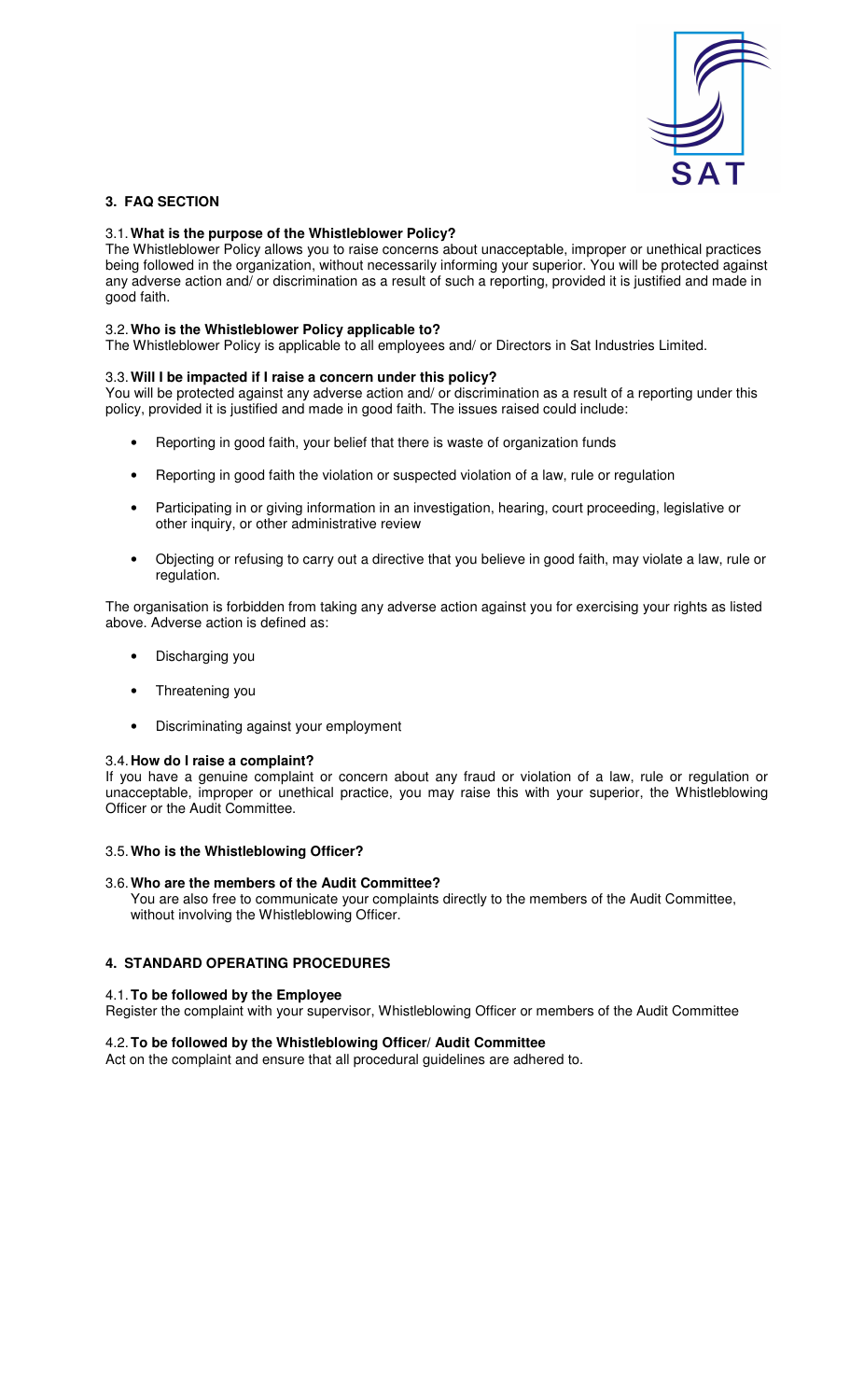## 3. FAQ SECTION

### 3.1. What is the purpose of the Whistleblower Policy?

The Whistleblower Policy allows you to raise concerns about unacceptable, improper or unethical practices being followed in the organization, without necessarily informing your superior. You will be protected against any adverse action and/ or discrimination as a result of such a reporting, provided it is justified and made in good faith.

### 3.2. Who is the Whistleblower Policy applicable to?

The Whistleblower Policy is applicable to all employees and/ or Directors in Sat Industries Limited.

### 3.3. Will I be impacted if I raise a concern under this policy?

You will be protected against any adverse action and/ or discrimination as a result of a reporting under this policy, provided it is justified and made in good faith. The issues raised could include:

- Reporting in good faith, your belief that there is waste of organization funds
- Reporting in good faith the violation or suspected violation of a law, rule or regulation
- Participating in or giving information in an investigation, hearing, court proceeding, legislative or other inquiry, or other administrative review
- Objecting or refusing to carry out a directive that you believe in good faith, may violate a law, rule or regulation.

The organisation is forbidden from taking any adverse action against you for exercising your rights as listed above. Adverse action is defined as:

- Discharging you
- Threatening you
- Discriminating against your employment

### 3.4. How do I raise a complaint?

If you have a genuine complaint or concern about any fraud or violation of a law, rule or regulation or unacceptable, improper or unethical practice, you may raise this with your superior, the Whistleblowing Officer or the Audit Committee.

### 3.5. Who is the Whistleblowing Officer?

### 3.6. Who are the members of the Audit Committee?

You are also free to communicate your complaints directly to the members of the Audit Committee, without involving the Whistleblowing Officer.

## 4. STANDARD OPERATING PROCEDURES

### 4.1. To be followed by the Employee

Register the complaint with your supervisor, Whistleblowing Officer or members of the Audit Committee

### 4.2. To be followed by the Whistleblowing Officer/ Audit Committee

Act on the complaint and ensure that all procedural guidelines are adhered to.